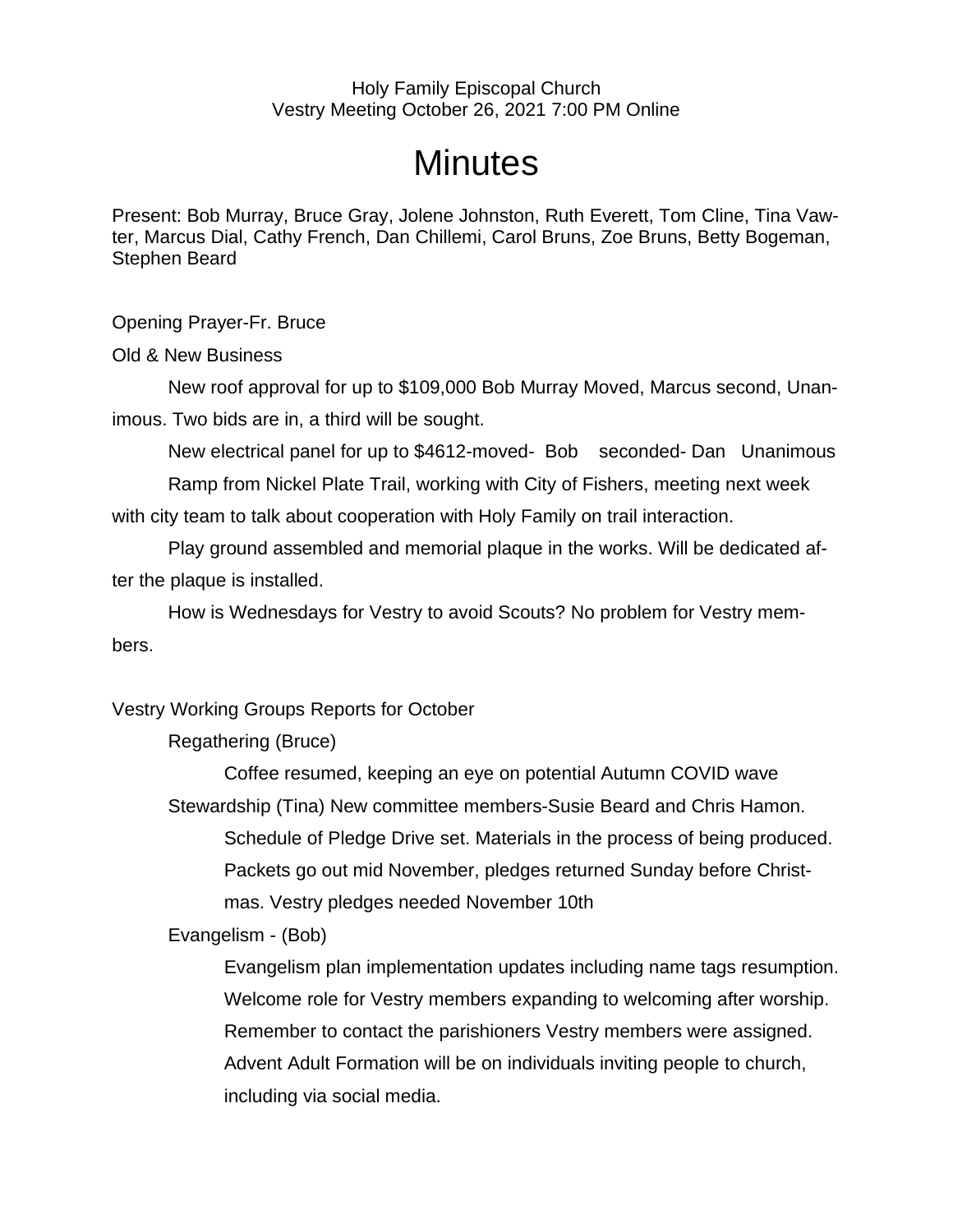Holy Family Episcopal Church
Vestry Meeting October 26, 2021 7:00 PM Online

# Minutes

Present: Bob Murray, Bruce Gray, Jolene Johnston, Ruth Everett, Tom Cline, Tina Vawter, Marcus Dial, Cathy French, Dan Chillemi, Carol Bruns, Zoe Bruns, Betty Bogeman, Stephen Beard

Opening Prayer-Fr. Bruce

Old & New Business

New roof approval for up to $109,000 Bob Murray Moved, Marcus second, Unanimous. Two bids are in, a third will be sought.

New electrical panel for up to $4612-moved- Bob seconded- Dan Unanimous

Ramp from Nickel Plate Trail, working with City of Fishers, meeting next week with city team to talk about cooperation with Holy Family on trail interaction.

Play ground assembled and memorial plaque in the works. Will be dedicated after the plaque is installed.

How is Wednesdays for Vestry to avoid Scouts? No problem for Vestry members.

Vestry Working Groups Reports for October

Regathering (Bruce)

Coffee resumed, keeping an eye on potential Autumn COVID wave

Stewardship (Tina) New committee members-Susie Beard and Chris Hamon.

Schedule of Pledge Drive set. Materials in the process of being produced. Packets go out mid November, pledges returned Sunday before Christmas. Vestry pledges needed November 10th

Evangelism - (Bob)

Evangelism plan implementation updates including name tags resumption. Welcome role for Vestry members expanding to welcoming after worship. Remember to contact the parishioners Vestry members were assigned. Advent Adult Formation will be on individuals inviting people to church, including via social media.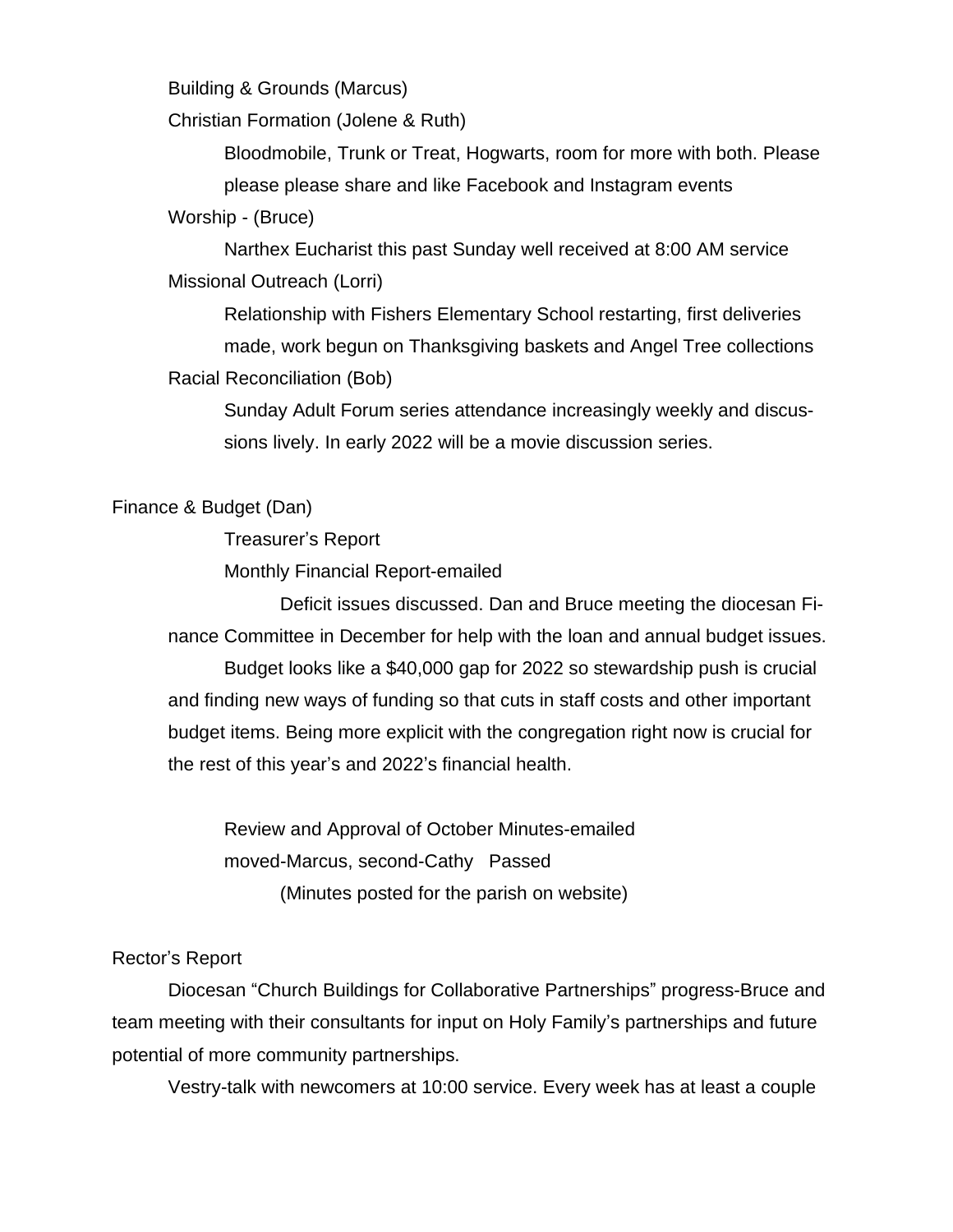Building & Grounds (Marcus)

Christian Formation (Jolene & Ruth)

Bloodmobile, Trunk or Treat, Hogwarts, room for more with both. Please please please share and like Facebook and Instagram events

Worship - (Bruce)

Narthex Eucharist this past Sunday well received at 8:00 AM service

Missional Outreach (Lorri)

Relationship with Fishers Elementary School restarting, first deliveries made, work begun on Thanksgiving baskets and Angel Tree collections

Racial Reconciliation (Bob)

Sunday Adult Forum series attendance increasingly weekly and discussions lively. In early 2022 will be a movie discussion series.

Finance & Budget (Dan)

Treasurer's Report

Monthly Financial Report-emailed

Deficit issues discussed. Dan and Bruce meeting the diocesan Finance Committee in December for help with the loan and annual budget issues.

Budget looks like a $40,000 gap for 2022 so stewardship push is crucial and finding new ways of funding so that cuts in staff costs and other important budget items. Being more explicit with the congregation right now is crucial for the rest of this year's and 2022's financial health.

Review and Approval of October Minutes-emailed

moved-Marcus, second-Cathy Passed

(Minutes posted for the parish on website)

Rector's Report

Diocesan "Church Buildings for Collaborative Partnerships" progress-Bruce and team meeting with their consultants for input on Holy Family's partnerships and future potential of more community partnerships.

Vestry-talk with newcomers at 10:00 service. Every week has at least a couple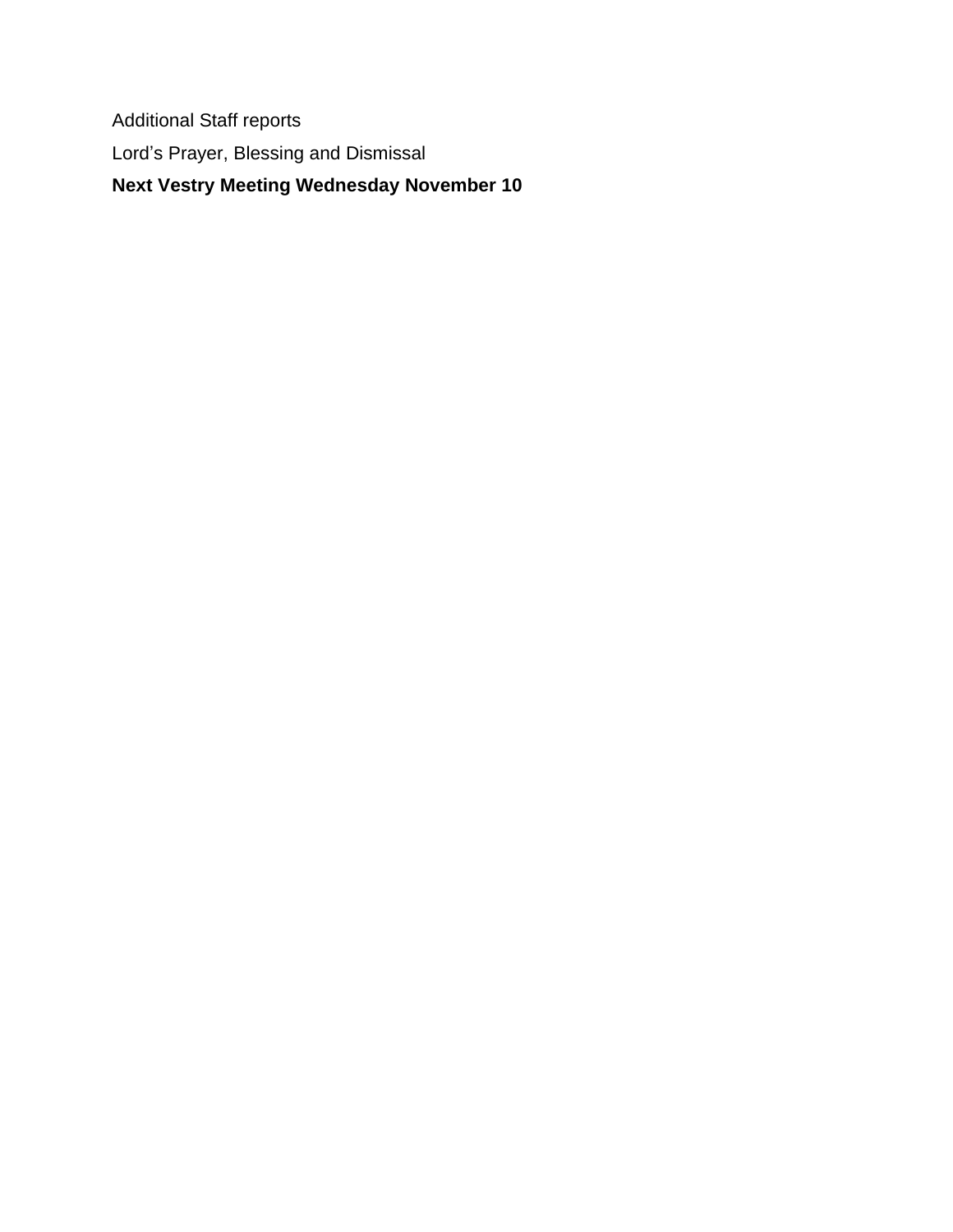Additional Staff reports

Lord’s Prayer, Blessing and Dismissal

**Next Vestry Meeting Wednesday November 10**